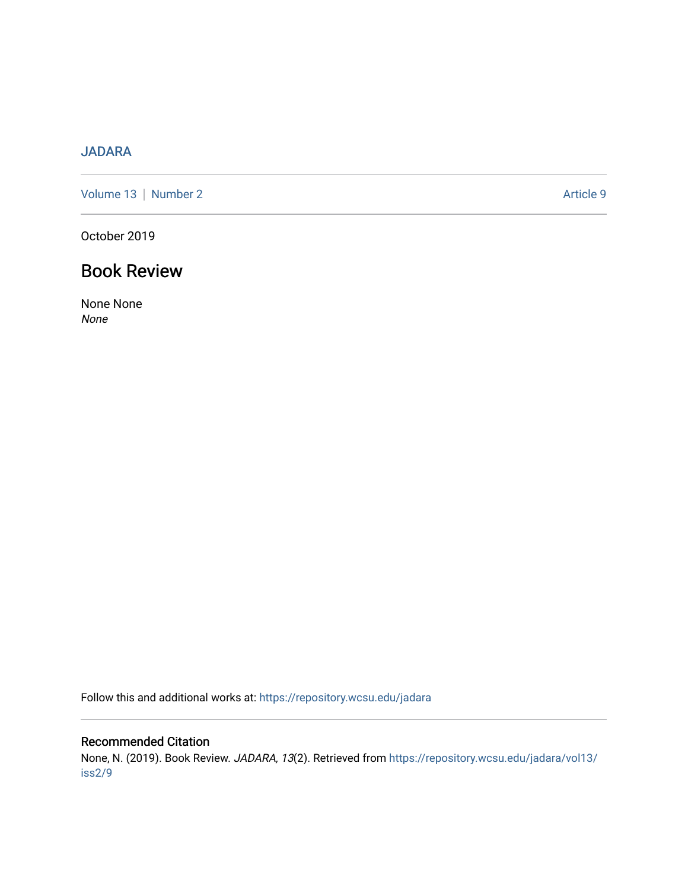JADARA

Volume 13 | Number 2 — Article 9

October 2019

# Book Review

None None
*None*

Follow this and additional works at: https://repository.wcsu.edu/jadara

## Recommended Citation

None, N. (2019). Book Review. *JADARA, 13*(2). Retrieved from https://repository.wcsu.edu/jadara/vol13/iss2/9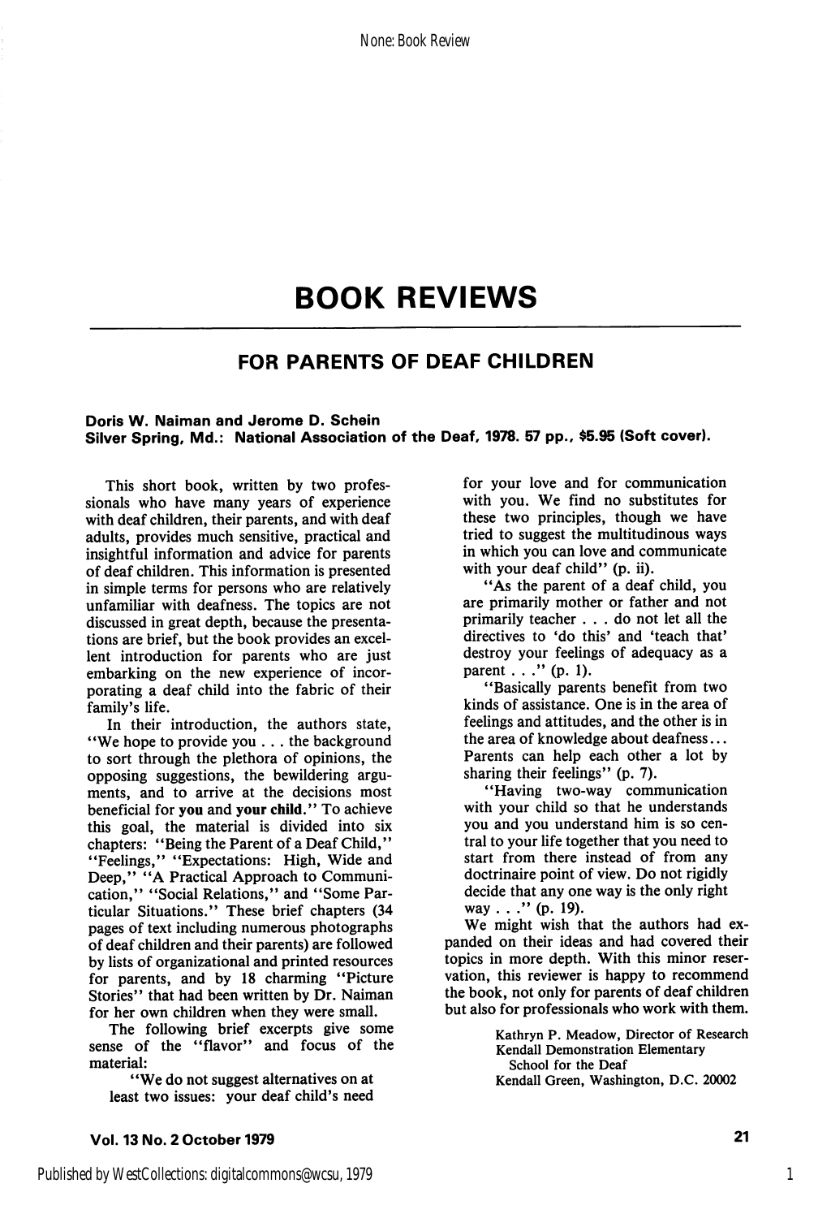# BOOK REVIEWS

## FOR PARENTS OF DEAF CHILDREN

**Doris W. Naiman and Jerome D. Schein**
**Silver Spring, Md.: National Association of the Deaf, 1978. 57 pp., $5.95 (Soft cover).**

This short book, written by two professionals who have many years of experience with deaf children, their parents, and with deaf adults, provides much sensitive, practical and insightful information and advice for parents of deaf children. This information is presented in simple terms for persons who are relatively unfamiliar with deafness. The topics are not discussed in great depth, because the presentations are brief, but the book provides an excellent introduction for parents who are just embarking on the new experience of incorporating a deaf child into the fabric of their family's life.

In their introduction, the authors state, "We hope to provide you . . . the background to sort through the plethora of opinions, the opposing suggestions, the bewildering arguments, and to arrive at the decisions most beneficial for **you** and **your child**." To achieve this goal, the material is divided into six chapters: "Being the Parent of a Deaf Child," "Feelings," "Expectations: High, Wide and Deep," "A Practical Approach to Communication," "Social Relations," and "Some Particular Situations." These brief chapters (34 pages of text including numerous photographs of deaf children and their parents) are followed by lists of organizational and printed resources for parents, and by 18 charming "Picture Stories" that had been written by Dr. Naiman for her own children when they were small.

The following brief excerpts give some sense of the "flavor" and focus of the material:

> "We do not suggest alternatives on at least two issues: your deaf child's need for your love and for communication with you. We find no substitutes for these two principles, though we have tried to suggest the multitudinous ways in which you can love and communicate with your deaf child" (p. ii).
>
> "As the parent of a deaf child, you are primarily mother or father and not primarily teacher . . . do not let all the directives to 'do this' and 'teach that' destroy your feelings of adequacy as a parent . . ." (p. 1).
>
> "Basically parents benefit from two kinds of assistance. One is in the area of feelings and attitudes, and the other is in the area of knowledge about deafness... Parents can help each other a lot by sharing their feelings" (p. 7).
>
> "Having two-way communication with your child so that he understands you and you understand him is so central to your life together that you need to start from there instead of from any doctrinaire point of view. Do not rigidly decide that any one way is the only right way . . ." (p. 19).

We might wish that the authors had expanded on their ideas and had covered their topics in more depth. With this minor reservation, this reviewer is happy to recommend the book, not only for parents of deaf children but also for professionals who work with them.

Kathryn P. Meadow, Director of Research
Kendall Demonstration Elementary
School for the Deaf
Kendall Green, Washington, D.C. 20002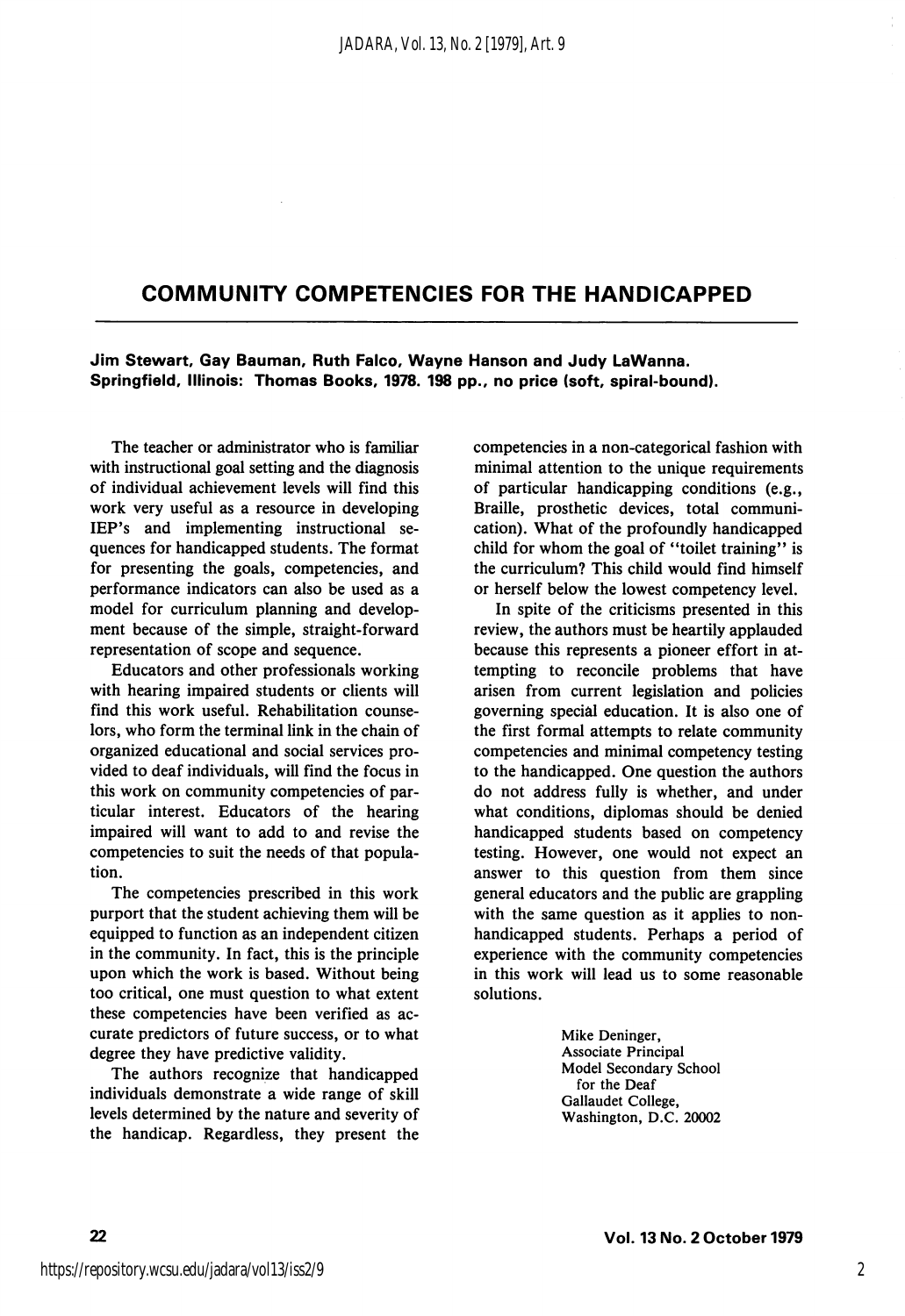## COMMUNITY COMPETENCIES FOR THE HANDICAPPED

**Jim Stewart, Gay Bauman, Ruth Falco, Wayne Hanson and Judy LaWanna. Springfield, Illinois: Thomas Books, 1978. 198 pp., no price (soft, spiral-bound).**

The teacher or administrator who is familiar with instructional goal setting and the diagnosis of individual achievement levels will find this work very useful as a resource in developing IEP's and implementing instructional sequences for handicapped students. The format for presenting the goals, competencies, and performance indicators can also be used as a model for curriculum planning and development because of the simple, straight-forward representation of scope and sequence.

Educators and other professionals working with hearing impaired students or clients will find this work useful. Rehabilitation counselors, who form the terminal link in the chain of organized educational and social services provided to deaf individuals, will find the focus in this work on community competencies of particular interest. Educators of the hearing impaired will want to add to and revise the competencies to suit the needs of that population.

The competencies prescribed in this work purport that the student achieving them will be equipped to function as an independent citizen in the community. In fact, this is the principle upon which the work is based. Without being too critical, one must question to what extent these competencies have been verified as accurate predictors of future success, or to what degree they have predictive validity.

The authors recognize that handicapped individuals demonstrate a wide range of skill levels determined by the nature and severity of the handicap. Regardless, they present the competencies in a non-categorical fashion with minimal attention to the unique requirements of particular handicapping conditions (e.g., Braille, prosthetic devices, total communication). What of the profoundly handicapped child for whom the goal of "toilet training" is the curriculum? This child would find himself or herself below the lowest competency level.

In spite of the criticisms presented in this review, the authors must be heartily applauded because this represents a pioneer effort in attempting to reconcile problems that have arisen from current legislation and policies governing special education. It is also one of the first formal attempts to relate community competencies and minimal competency testing to the handicapped. One question the authors do not address fully is whether, and under what conditions, diplomas should be denied handicapped students based on competency testing. However, one would not expect an answer to this question from them since general educators and the public are grappling with the same question as it applies to non-handicapped students. Perhaps a period of experience with the community competencies in this work will lead us to some reasonable solutions.

Mike Deninger,
Associate Principal
Model Secondary School
for the Deaf
Gallaudet College,
Washington, D.C. 20002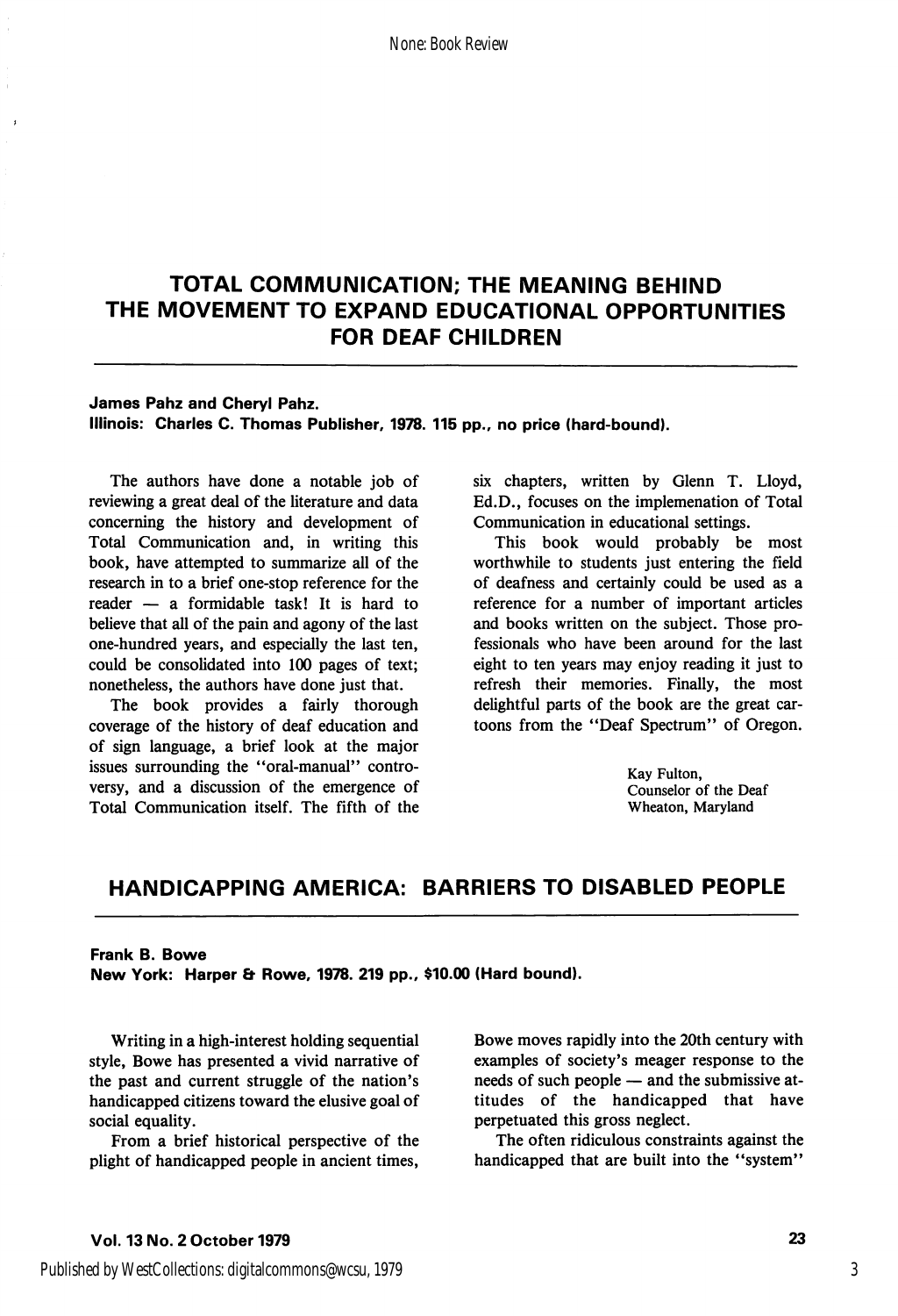## TOTAL COMMUNICATION; THE MEANING BEHIND THE MOVEMENT TO EXPAND EDUCATIONAL OPPORTUNITIES FOR DEAF CHILDREN

**James Pahz and Cheryl Pahz.**
**Illinois: Charles C. Thomas Publisher, 1978. 115 pp., no price (hard-bound).**

The authors have done a notable job of reviewing a great deal of the literature and data concerning the history and development of Total Communication and, in writing this book, have attempted to summarize all of the research in to a brief one-stop reference for the reader — a formidable task! It is hard to believe that all of the pain and agony of the last one-hundred years, and especially the last ten, could be consolidated into 100 pages of text; nonetheless, the authors have done just that.

The book provides a fairly thorough coverage of the history of deaf education and of sign language, a brief look at the major issues surrounding the "oral-manual" controversy, and a discussion of the emergence of Total Communication itself. The fifth of the six chapters, written by Glenn T. Lloyd, Ed.D., focuses on the implemenation of Total Communication in educational settings.

This book would probably be most worthwhile to students just entering the field of deafness and certainly could be used as a reference for a number of important articles and books written on the subject. Those professionals who have been around for the last eight to ten years may enjoy reading it just to refresh their memories. Finally, the most delightful parts of the book are the great cartoons from the "Deaf Spectrum" of Oregon.

Kay Fulton,
Counselor of the Deaf
Wheaton, Maryland

## HANDICAPPING AMERICA: BARRIERS TO DISABLED PEOPLE

**Frank B. Bowe**
**New York: Harper & Rowe, 1978. 219 pp., $10.00 (Hard bound).**

Writing in a high-interest holding sequential style, Bowe has presented a vivid narrative of the past and current struggle of the nation's handicapped citizens toward the elusive goal of social equality.

From a brief historical perspective of the plight of handicapped people in ancient times, Bowe moves rapidly into the 20th century with examples of society's meager response to the needs of such people — and the submissive attitudes of the handicapped that have perpetuated this gross neglect.

The often ridiculous constraints against the handicapped that are built into the "system"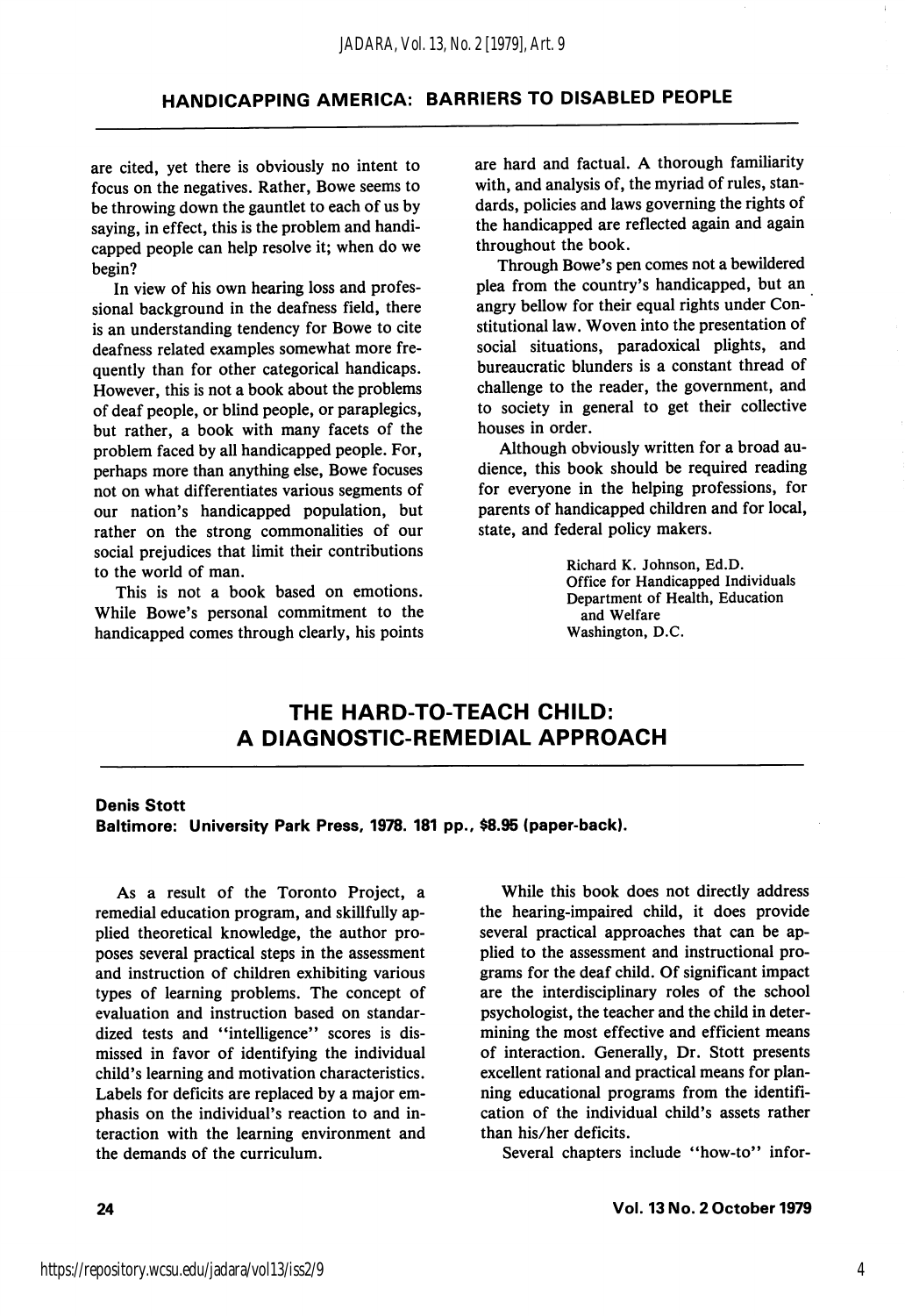## HANDICAPPING AMERICA: BARRIERS TO DISABLED PEOPLE

are cited, yet there is obviously no intent to focus on the negatives. Rather, Bowe seems to be throwing down the gauntlet to each of us by saying, in effect, this is the problem and handicapped people can help resolve it; when do we begin?

In view of his own hearing loss and professional background in the deafness field, there is an understanding tendency for Bowe to cite deafness related examples somewhat more frequently than for other categorical handicaps. However, this is not a book about the problems of deaf people, or blind people, or paraplegics, but rather, a book with many facets of the problem faced by all handicapped people. For, perhaps more than anything else, Bowe focuses not on what differentiates various segments of our nation's handicapped population, but rather on the strong commonalities of our social prejudices that limit their contributions to the world of man.

This is not a book based on emotions. While Bowe's personal commitment to the handicapped comes through clearly, his points are hard and factual. A thorough familiarity with, and analysis of, the myriad of rules, standards, policies and laws governing the rights of the handicapped are reflected again and again throughout the book.

Through Bowe's pen comes not a bewildered plea from the country's handicapped, but an angry bellow for their equal rights under Constitutional law. Woven into the presentation of social situations, paradoxical plights, and bureaucratic blunders is a constant thread of challenge to the reader, the government, and to society in general to get their collective houses in order.

Although obviously written for a broad audience, this book should be required reading for everyone in the helping professions, for parents of handicapped children and for local, state, and federal policy makers.

Richard K. Johnson, Ed.D.
Office for Handicapped Individuals
Department of Health, Education and Welfare
Washington, D.C.

## THE HARD-TO-TEACH CHILD: A DIAGNOSTIC-REMEDIAL APPROACH

**Denis Stott**
**Baltimore: University Park Press, 1978. 181 pp., $8.95 (paper-back).**

As a result of the Toronto Project, a remedial education program, and skillfully applied theoretical knowledge, the author proposes several practical steps in the assessment and instruction of children exhibiting various types of learning problems. The concept of evaluation and instruction based on standardized tests and "intelligence" scores is dismissed in favor of identifying the individual child's learning and motivation characteristics. Labels for deficits are replaced by a major emphasis on the individual's reaction to and interaction with the learning environment and the demands of the curriculum.

While this book does not directly address the hearing-impaired child, it does provide several practical approaches that can be applied to the assessment and instructional programs for the deaf child. Of significant impact are the interdisciplinary roles of the school psychologist, the teacher and the child in determining the most effective and efficient means of interaction. Generally, Dr. Stott presents excellent rational and practical means for planning educational programs from the identification of the individual child's assets rather than his/her deficits.

Several chapters include "how-to" infor-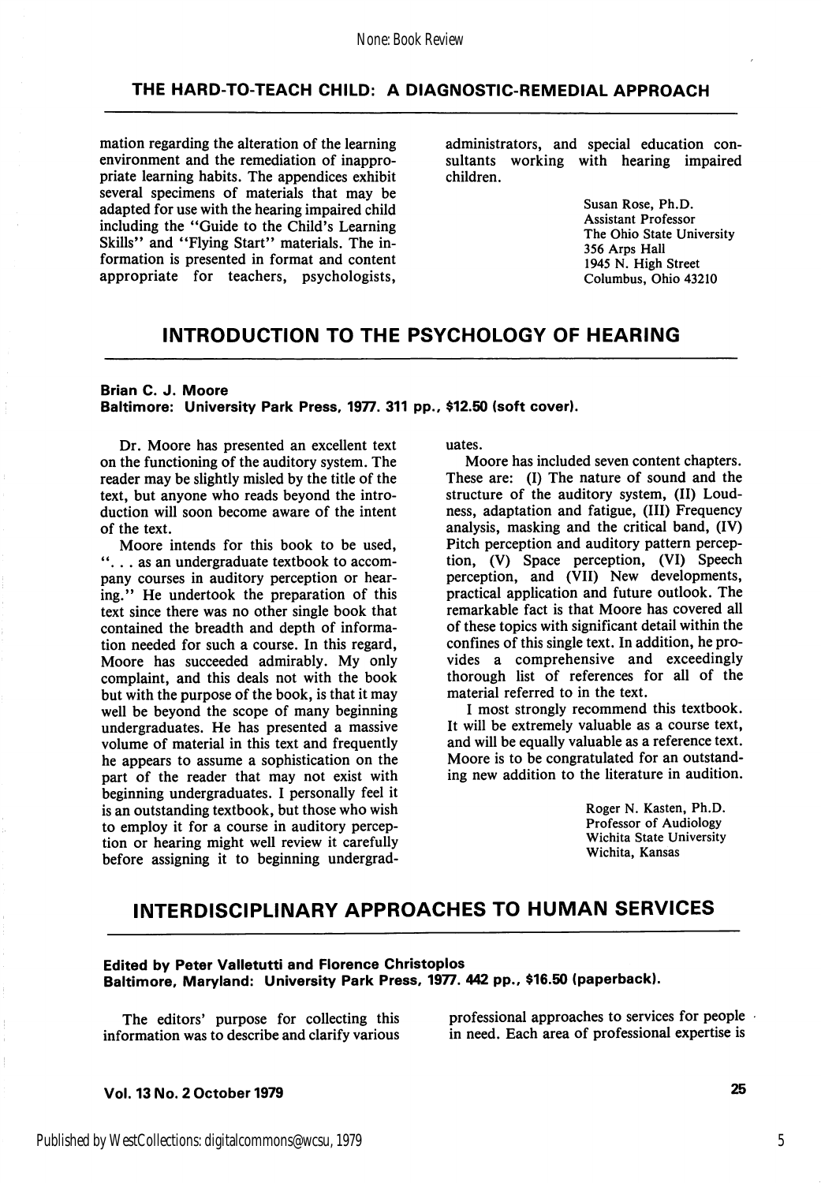## THE HARD-TO-TEACH CHILD: A DIAGNOSTIC-REMEDIAL APPROACH

mation regarding the alteration of the learning environment and the remediation of inappropriate learning habits. The appendices exhibit several specimens of materials that may be adapted for use with the hearing impaired child including the "Guide to the Child's Learning Skills" and "Flying Start" materials. The information is presented in format and content appropriate for teachers, psychologists, administrators, and special education consultants working with hearing impaired children.

Susan Rose, Ph.D.
Assistant Professor
The Ohio State University
356 Arps Hall
1945 N. High Street
Columbus, Ohio 43210

## INTRODUCTION TO THE PSYCHOLOGY OF HEARING

**Brian C. J. Moore**
**Baltimore: University Park Press, 1977. 311 pp., $12.50 (soft cover).**

Dr. Moore has presented an excellent text on the functioning of the auditory system. The reader may be slightly misled by the title of the text, but anyone who reads beyond the introduction will soon become aware of the intent of the text.

Moore intends for this book to be used, "... as an undergraduate textbook to accompany courses in auditory perception or hearing." He undertook the preparation of this text since there was no other single book that contained the breadth and depth of information needed for such a course. In this regard, Moore has succeeded admirably. My only complaint, and this deals not with the book but with the purpose of the book, is that it may well be beyond the scope of many beginning undergraduates. He has presented a massive volume of material in this text and frequently he appears to assume a sophistication on the part of the reader that may not exist with beginning undergraduates. I personally feel it is an outstanding textbook, but those who wish to employ it for a course in auditory perception or hearing might well review it carefully before assigning it to beginning undergraduates.

Moore has included seven content chapters. These are: (I) The nature of sound and the structure of the auditory system, (II) Loudness, adaptation and fatigue, (III) Frequency analysis, masking and the critical band, (IV) Pitch perception and auditory pattern perception, (V) Space perception, (VI) Speech perception, and (VII) New developments, practical application and future outlook. The remarkable fact is that Moore has covered all of these topics with significant detail within the confines of this single text. In addition, he provides a comprehensive and exceedingly thorough list of references for all of the material referred to in the text.

I most strongly recommend this textbook. It will be extremely valuable as a course text, and will be equally valuable as a reference text. Moore is to be congratulated for an outstanding new addition to the literature in audition.

Roger N. Kasten, Ph.D.
Professor of Audiology
Wichita State University
Wichita, Kansas

## INTERDISCIPLINARY APPROACHES TO HUMAN SERVICES

**Edited by Peter Valletutti and Florence Christoplos**
**Baltimore, Maryland: University Park Press, 1977. 442 pp., $16.50 (paperback).**

The editors' purpose for collecting this information was to describe and clarify various professional approaches to services for people in need. Each area of professional expertise is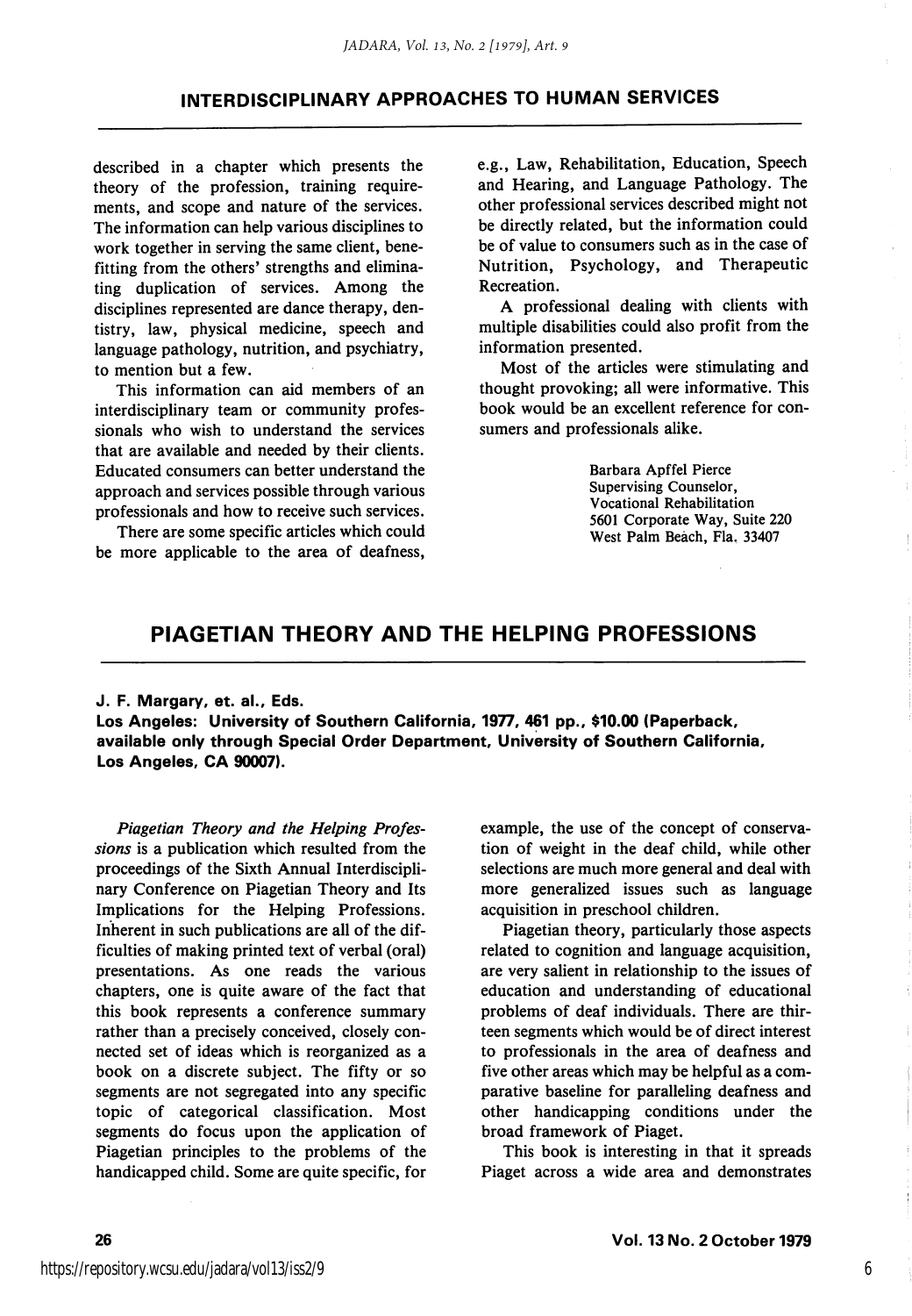## INTERDISCIPLINARY APPROACHES TO HUMAN SERVICES

described in a chapter which presents the theory of the profession, training requirements, and scope and nature of the services. The information can help various disciplines to work together in serving the same client, benefitting from the others' strengths and eliminating duplication of services. Among the disciplines represented are dance therapy, dentistry, law, physical medicine, speech and language pathology, nutrition, and psychiatry, to mention but a few.

This information can aid members of an interdisciplinary team or community professionals who wish to understand the services that are available and needed by their clients. Educated consumers can better understand the approach and services possible through various professionals and how to receive such services.

There are some specific articles which could be more applicable to the area of deafness, e.g., Law, Rehabilitation, Education, Speech and Hearing, and Language Pathology. The other professional services described might not be directly related, but the information could be of value to consumers such as in the case of Nutrition, Psychology, and Therapeutic Recreation.

A professional dealing with clients with multiple disabilities could also profit from the information presented.

Most of the articles were stimulating and thought provoking; all were informative. This book would be an excellent reference for consumers and professionals alike.

Barbara Apffel Pierce
Supervising Counselor,
Vocational Rehabilitation
5601 Corporate Way, Suite 220
West Palm Beach, Fla. 33407

## PIAGETIAN THEORY AND THE HELPING PROFESSIONS

**J. F. Margary, et. al., Eds.**
**Los Angeles: University of Southern California, 1977, 461 pp., $10.00 (Paperback, available only through Special Order Department, University of Southern California, Los Angeles, CA 90007).**

*Piagetian Theory and the Helping Professions* is a publication which resulted from the proceedings of the Sixth Annual Interdisciplinary Conference on Piagetian Theory and Its Implications for the Helping Professions. Inherent in such publications are all of the difficulties of making printed text of verbal (oral) presentations. As one reads the various chapters, one is quite aware of the fact that this book represents a conference summary rather than a precisely conceived, closely connected set of ideas which is reorganized as a book on a discrete subject. The fifty or so segments are not segregated into any specific topic of categorical classification. Most segments do focus upon the application of Piagetian principles to the problems of the handicapped child. Some are quite specific, for example, the use of the concept of conservation of weight in the deaf child, while other selections are much more general and deal with more generalized issues such as language acquisition in preschool children.

Piagetian theory, particularly those aspects related to cognition and language acquisition, are very salient in relationship to the issues of education and understanding of educational problems of deaf individuals. There are thirteen segments which would be of direct interest to professionals in the area of deafness and five other areas which may be helpful as a comparative baseline for paralleling deafness and other handicapping conditions under the broad framework of Piaget.

This book is interesting in that it spreads Piaget across a wide area and demonstrates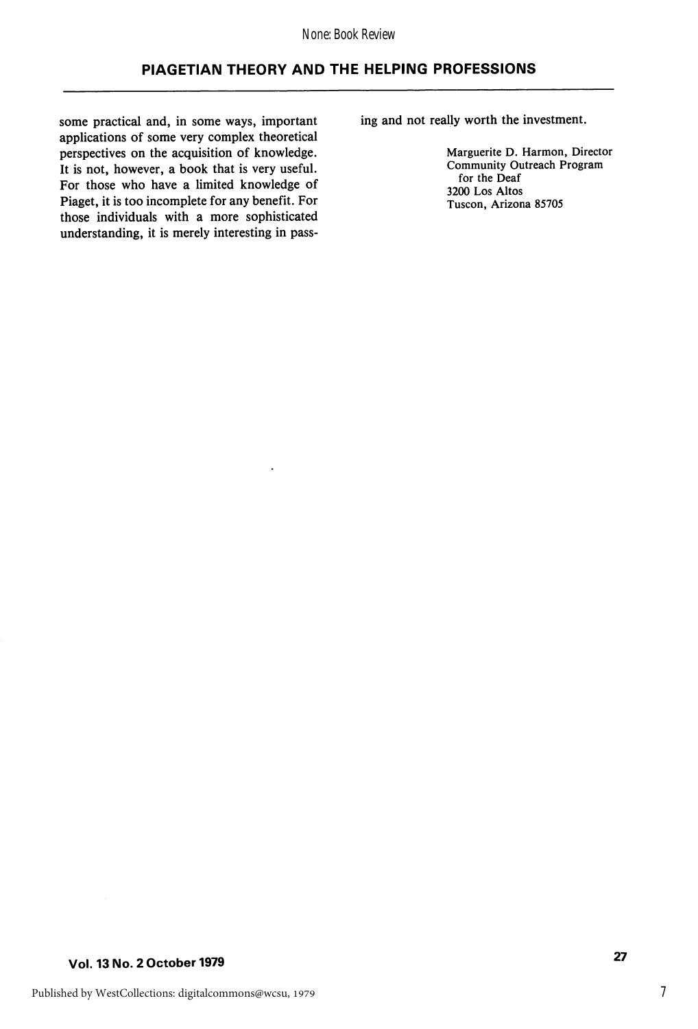some practical and, in some ways, important applications of some very complex theoretical perspectives on the acquisition of knowledge. It is not, however, a book that is very useful. For those who have a limited knowledge of Piaget, it is too incomplete for any benefit. For those individuals with a more sophisticated understanding, it is merely interesting in passing and not really worth the investment.

Marguerite D. Harmon, Director
Community Outreach Program
for the Deaf
3200 Los Altos
Tuscon, Arizona 85705